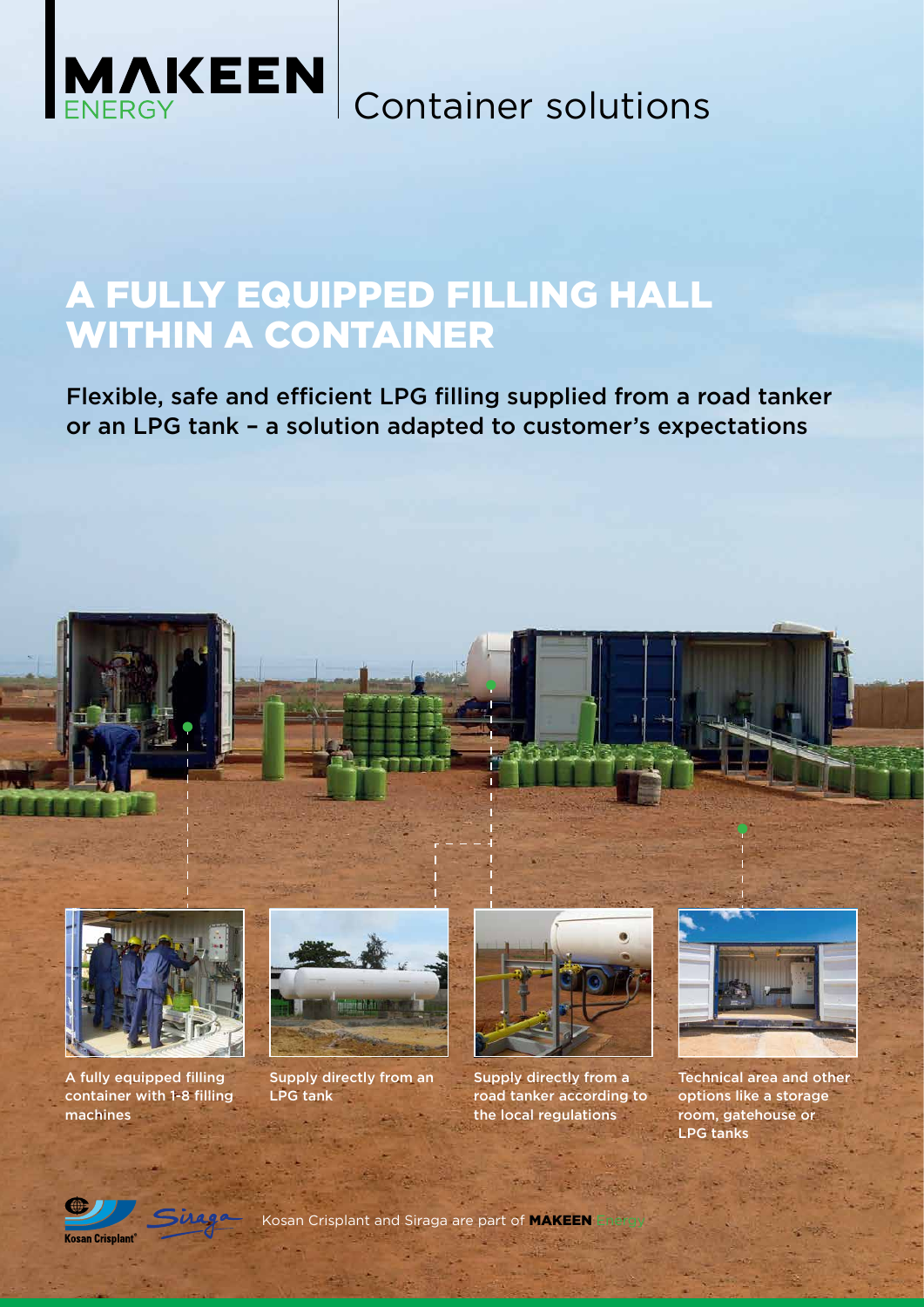MAKEEN ENERGY

Container solutions

# A FULLY EQUIPPED FILLING HALL WITHIN A CONTAINER

Flexible, safe and efficient LPG filling supplied from a road tanker or an LPG tank – a solution adapted to customer's expectations

A fully equipped filling container with 1-8 filling machines

Supply directly from an LPG tank

Supply directly from a road tanker according to the local regulations

Technical area and other options like a storage room, gatehouse or LPG tanks

Kosan Crisplant and Siraga are part of **MAKEEN** Energy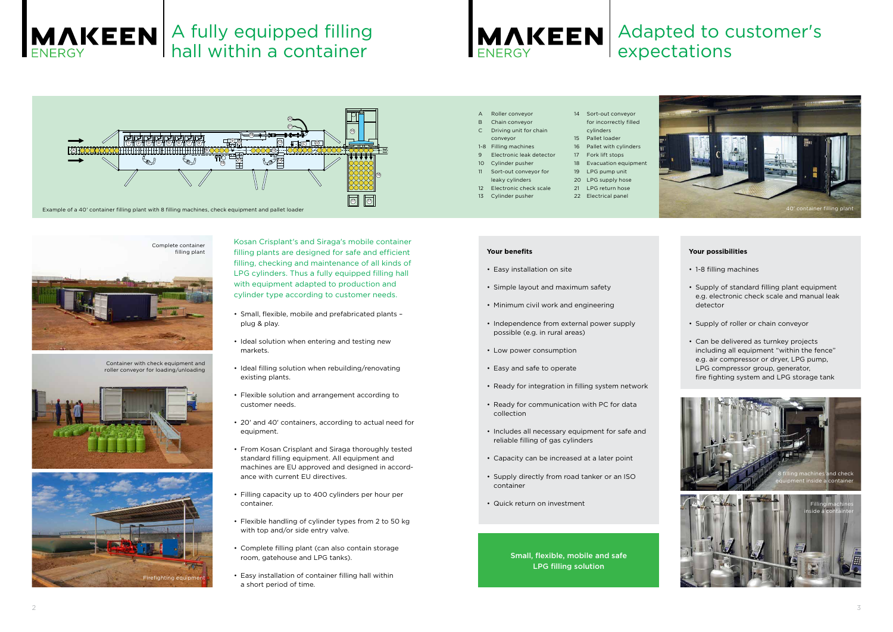# A fully equipped filling hall within a container

Example of a 40' container filling plant with 8 filling machines, check equipment and pallet loader

- A Roller conveyor
- B Chain conveyor
- C Driving unit for chain conveyor
- 1-8 Filling machines
- 9 Electronic leak detector
- 10 Cylinder pusher
- 11 Sort-out conveyor for leaky cylinders
- 12 Electronic check scale
- 13 Cylinder pusher
- 14 Sort-out conveyor for incorrectly filled cylinders
- 15 Pallet loader
- 16 Pallet with cylinders
- 17 Fork lift stops
- 18 Evacuation equipment
- 19 LPG pump unit
- 20 LPG supply hose
- 21 LPG return hose
- 22 Electrical panel

40' container filling plant

Complete container filling plant

Container with check equipment and roller conveyor for loading/unloading

Firefighting equipment

Kosan Crisplant's and Siraga's mobile container filling plants are designed for safe and efficient filling, checking and maintenance of all kinds of LPG cylinders. Thus a fully equipped filling hall with equipment adapted to production and cylinder type according to customer needs.

- Small, flexible, mobile and prefabricated plants – plug & play.
- Ideal solution when entering and testing new markets.
- Ideal filling solution when rebuilding/renovating existing plants.
- Flexible solution and arrangement according to customer needs.
- 20' and 40' containers, according to actual need for equipment.
- From Kosan Crisplant and Siraga thoroughly tested standard filling equipment. All equipment and machines are EU approved and designed in accordance with current EU directives.
- Filling capacity up to 400 cylinders per hour per container.
- Flexible handling of cylinder types from 2 to 50 kg with top and/or side entry valve.
- Complete filling plant (can also contain storage room, gatehouse and LPG tanks).
- Easy installation of container filling hall within a short period of time.

# Adapted to customer's expectations

### Your benefits

- Easy installation on site
- Simple layout and maximum safety
- Minimum civil work and engineering
- Independence from external power supply possible (e.g. in rural areas)
- Low power consumption
- Easy and safe to operate
- Ready for integration in filling system network
- Ready for communication with PC for data collection
- Includes all necessary equipment for safe and reliable filling of gas cylinders
- Capacity can be increased at a later point
- Supply directly from road tanker or an ISO container
- Quick return on investment

**Small, flexible, mobile and safe LPG filling solution**

### Your possibilities

- 1-8 filling machines
- Supply of standard filling plant equipment e.g. electronic check scale and manual leak detector
- Supply of roller or chain conveyor
- Can be delivered as turnkey projects including all equipment "within the fence" e.g. air compressor or dryer, LPG pump, LPG compressor group, generator, fire fighting system and LPG storage tank

8 filling machines and check equipment inside a container

Filling machines inside a container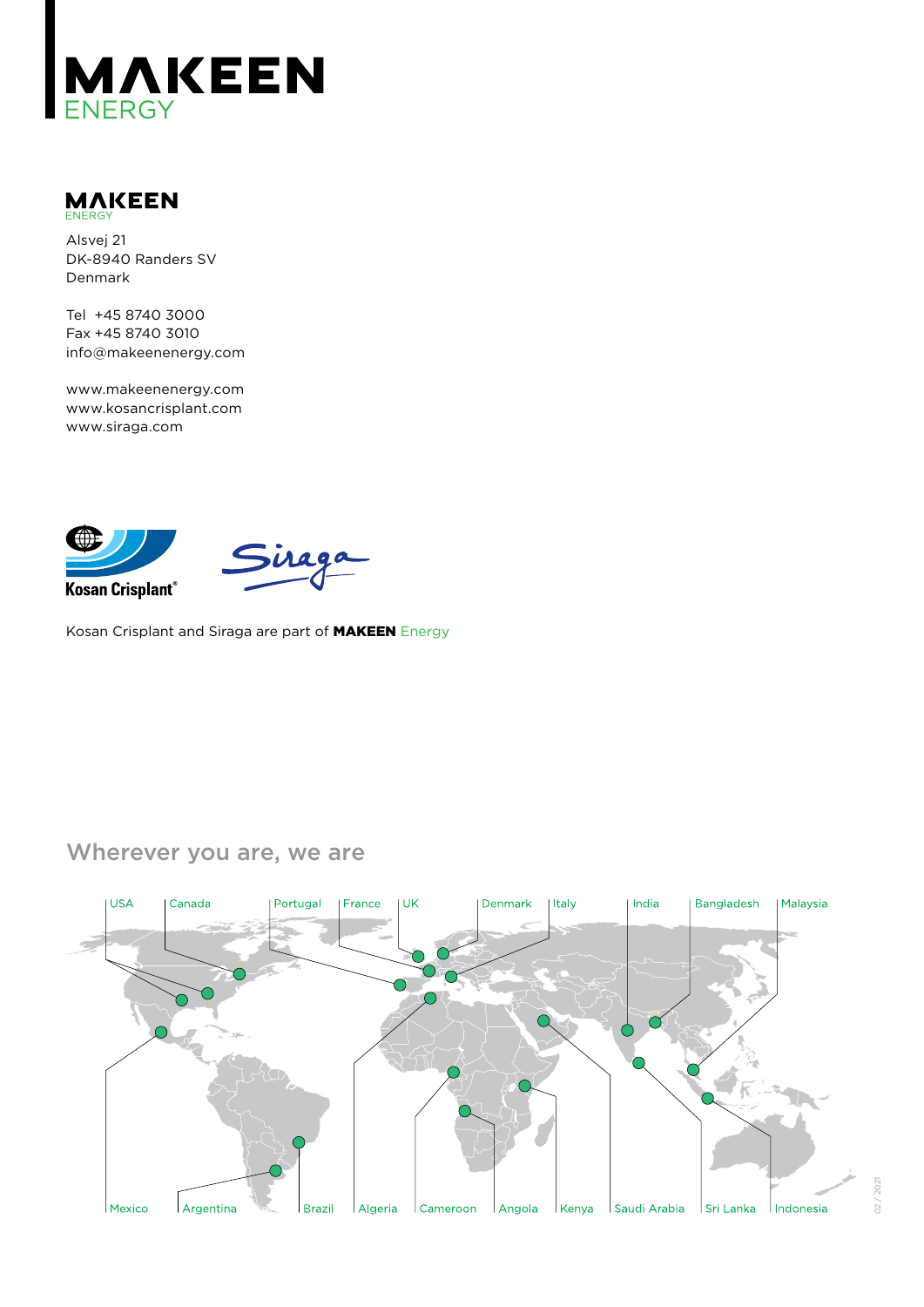# MAKEEN ENERGY

MAKEEN ENERGY

Alsvej 21
DK-8940 Randers SV
Denmark

Tel +45 8740 3000
Fax +45 8740 3010
info@makeenenergy.com

www.makeenenergy.com
www.kosancrisplant.com
www.siraga.com

Kosan Crisplant

Siraga

Kosan Crisplant and Siraga are part of **MAKEEN** Energy

## Wherever you are, we are

USA
Canada
Portugal
France
UK
Denmark
Italy
India
Bangladesh
Malaysia
Mexico
Argentina
Brazil
Algeria
Cameroon
Angola
Kenya
Saudi Arabia
Sri Lanka
Indonesia

02 / 2021